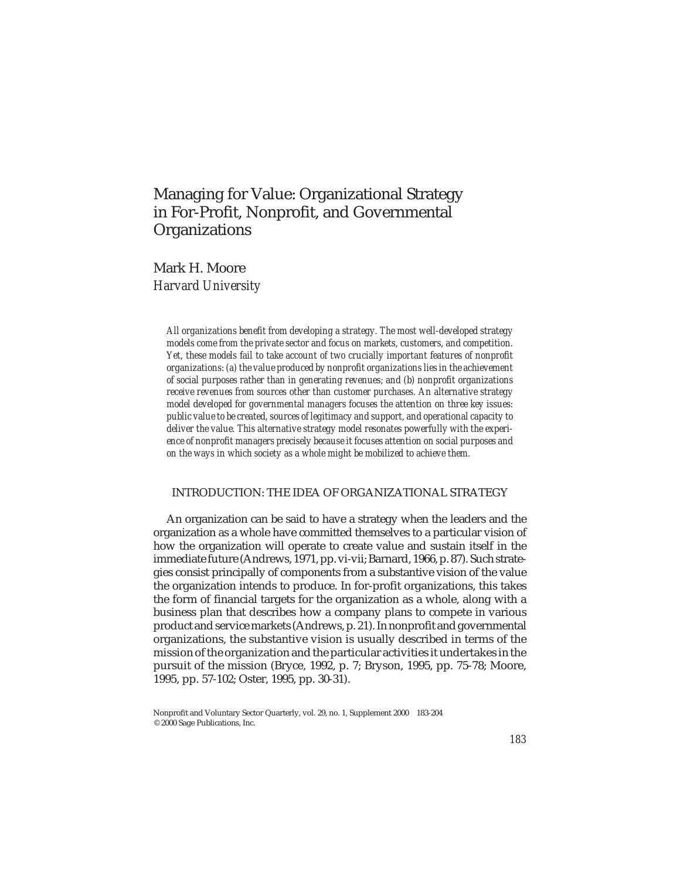# Managing for Value: Organizational Strategy in For-Profit, Nonprofit, and Governmental Organizations

Mark H. Moore
*Harvard University*

*All organizations benefit from developing a strategy. The most well-developed strategy models come from the private sector and focus on markets, customers, and competition. Yet, these models fail to take account of two crucially important features of nonprofit organizations: (a) the value produced by nonprofit organizations lies in the achievement of social purposes rather than in generating revenues; and (b) nonprofit organizations receive revenues from sources other than customer purchases. An alternative strategy model developed for governmental managers focuses the attention on three key issues: public value to be created, sources of legitimacy and support, and operational capacity to deliver the value. This alternative strategy model resonates powerfully with the experience of nonprofit managers precisely because it focuses attention on social purposes and on the ways in which society as a whole might be mobilized to achieve them.*

## INTRODUCTION: THE IDEA OF ORGANIZATIONAL STRATEGY

An organization can be said to have a strategy when the leaders and the organization as a whole have committed themselves to a particular vision of how the organization will operate to create value and sustain itself in the immediate future (Andrews, 1971, pp. vi-vii; Barnard, 1966, p. 87). Such strategies consist principally of components from a substantive vision of the value the organization intends to produce. In for-profit organizations, this takes the form of financial targets for the organization as a whole, along with a business plan that describes how a company plans to compete in various product and service markets (Andrews, p. 21). In nonprofit and governmental organizations, the substantive vision is usually described in terms of the mission of the organization and the particular activities it undertakes in the pursuit of the mission (Bryce, 1992, p. 7; Bryson, 1995, pp. 75-78; Moore, 1995, pp. 57-102; Oster, 1995, pp. 30-31).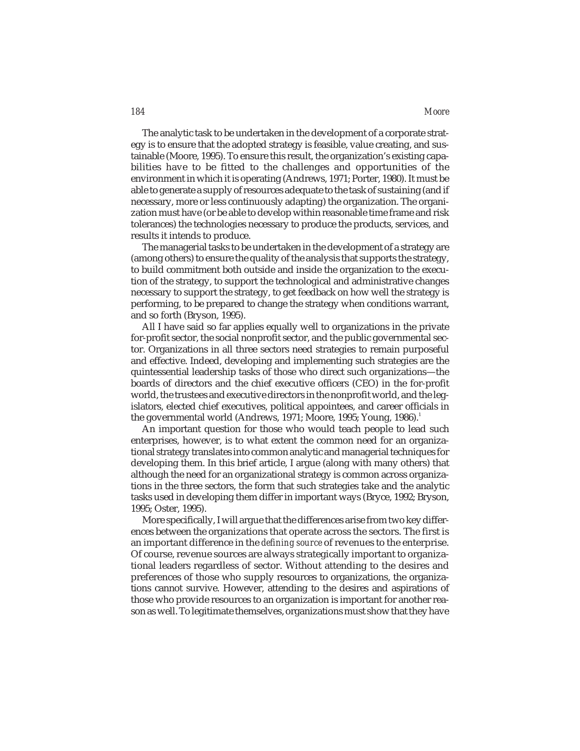The analytic task to be undertaken in the development of a corporate strategy is to ensure that the adopted strategy is feasible, value creating, and sustainable (Moore, 1995). To ensure this result, the organization's existing capabilities have to be fitted to the challenges and opportunities of the environment in which it is operating (Andrews, 1971; Porter, 1980). It must be able to generate a supply of resources adequate to the task of sustaining (and if necessary, more or less continuously adapting) the organization. The organization must have (or be able to develop within reasonable time frame and risk tolerances) the technologies necessary to produce the products, services, and results it intends to produce.

The managerial tasks to be undertaken in the development of a strategy are (among others) to ensure the quality of the analysis that supports the strategy, to build commitment both outside and inside the organization to the execution of the strategy, to support the technological and administrative changes necessary to support the strategy, to get feedback on how well the strategy is performing, to be prepared to change the strategy when conditions warrant, and so forth (Bryson, 1995).

All I have said so far applies equally well to organizations in the private for-profit sector, the social nonprofit sector, and the public governmental sector. Organizations in all three sectors need strategies to remain purposeful and effective. Indeed, developing and implementing such strategies are the quintessential leadership tasks of those who direct such organizations—the boards of directors and the chief executive officers (CEO) in the for-profit world, the trustees and executive directors in the nonprofit world, and the legislators, elected chief executives, political appointees, and career officials in the governmental world (Andrews, 1971; Moore, 1995; Young, 1986).[1]

An important question for those who would teach people to lead such enterprises, however, is to what extent the common need for an organizational strategy translates into common analytic and managerial techniques for developing them. In this brief article, I argue (along with many others) that although the need for an organizational strategy is common across organizations in the three sectors, the form that such strategies take and the analytic tasks used in developing them differ in important ways (Bryce, 1992; Bryson, 1995; Oster, 1995).

More specifically, I will argue that the differences arise from two key differences between the organizations that operate across the sectors. The first is an important difference in the *defining source* of revenues to the enterprise. Of course, revenue sources are always strategically important to organizational leaders regardless of sector. Without attending to the desires and preferences of those who supply resources to organizations, the organizations cannot survive. However, attending to the desires and aspirations of those who provide resources to an organization is important for another reason as well. To legitimate themselves, organizations must show that they have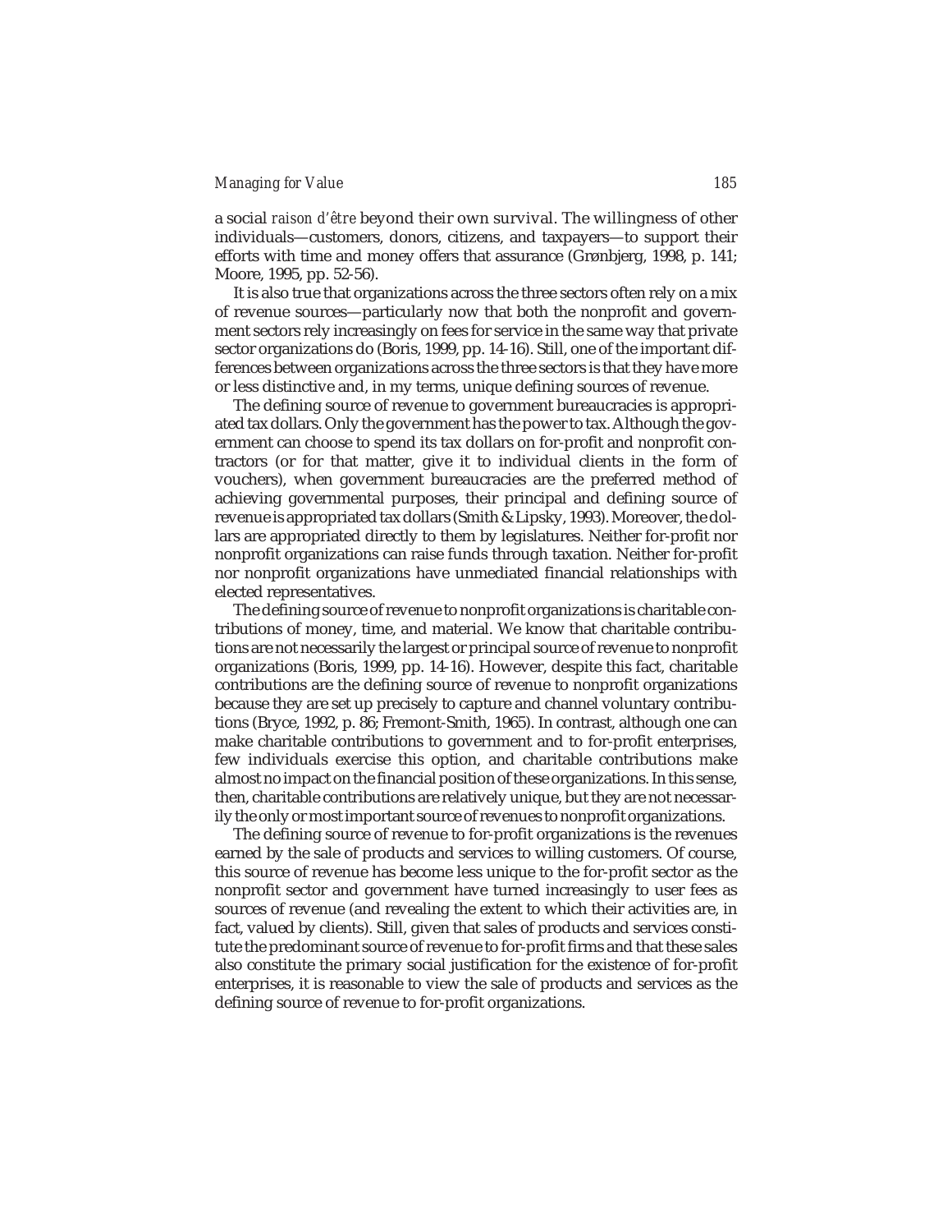a social *raison d'être* beyond their own survival. The willingness of other individuals—customers, donors, citizens, and taxpayers—to support their efforts with time and money offers that assurance (Grønbjerg, 1998, p. 141; Moore, 1995, pp. 52-56).

It is also true that organizations across the three sectors often rely on a mix of revenue sources—particularly now that both the nonprofit and government sectors rely increasingly on fees for service in the same way that private sector organizations do (Boris, 1999, pp. 14-16). Still, one of the important differences between organizations across the three sectors is that they have more or less distinctive and, in my terms, unique defining sources of revenue.

The defining source of revenue to government bureaucracies is appropriated tax dollars. Only the government has the power to tax. Although the government can choose to spend its tax dollars on for-profit and nonprofit contractors (or for that matter, give it to individual clients in the form of vouchers), when government bureaucracies are the preferred method of achieving governmental purposes, their principal and defining source of revenue is appropriated tax dollars (Smith & Lipsky, 1993). Moreover, the dollars are appropriated directly to them by legislatures. Neither for-profit nor nonprofit organizations can raise funds through taxation. Neither for-profit nor nonprofit organizations have unmediated financial relationships with elected representatives.

The defining source of revenue to nonprofit organizations is charitable contributions of money, time, and material. We know that charitable contributions are not necessarily the largest or principal source of revenue to nonprofit organizations (Boris, 1999, pp. 14-16). However, despite this fact, charitable contributions are the defining source of revenue to nonprofit organizations because they are set up precisely to capture and channel voluntary contributions (Bryce, 1992, p. 86; Fremont-Smith, 1965). In contrast, although one can make charitable contributions to government and to for-profit enterprises, few individuals exercise this option, and charitable contributions make almost no impact on the financial position of these organizations. In this sense, then, charitable contributions are relatively unique, but they are not necessarily the only or most important source of revenues to nonprofit organizations.

The defining source of revenue to for-profit organizations is the revenues earned by the sale of products and services to willing customers. Of course, this source of revenue has become less unique to the for-profit sector as the nonprofit sector and government have turned increasingly to user fees as sources of revenue (and revealing the extent to which their activities are, in fact, valued by clients). Still, given that sales of products and services constitute the predominant source of revenue to for-profit firms and that these sales also constitute the primary social justification for the existence of for-profit enterprises, it is reasonable to view the sale of products and services as the defining source of revenue to for-profit organizations.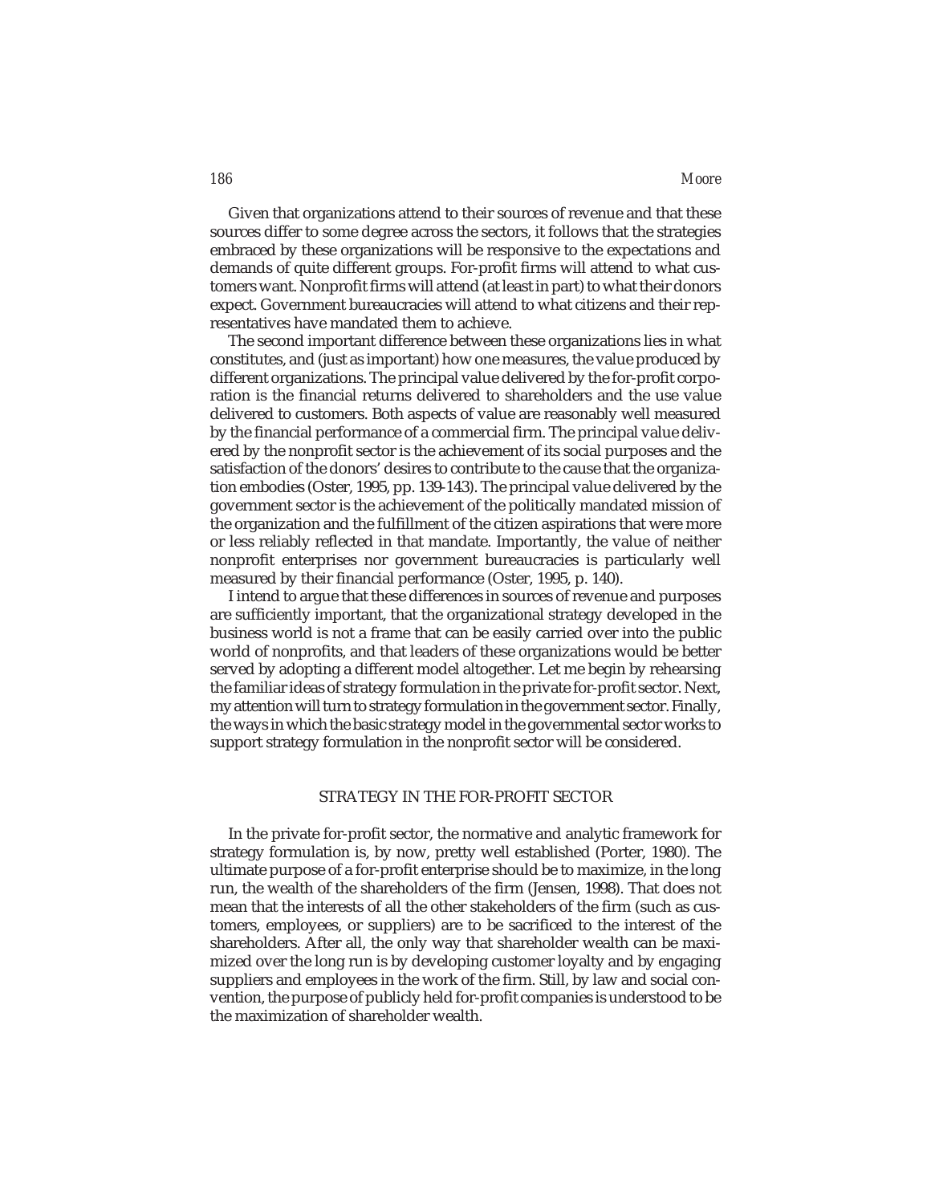Given that organizations attend to their sources of revenue and that these sources differ to some degree across the sectors, it follows that the strategies embraced by these organizations will be responsive to the expectations and demands of quite different groups. For-profit firms will attend to what customers want. Nonprofit firms will attend (at least in part) to what their donors expect. Government bureaucracies will attend to what citizens and their representatives have mandated them to achieve.

The second important difference between these organizations lies in what constitutes, and (just as important) how one measures, the value produced by different organizations. The principal value delivered by the for-profit corporation is the financial returns delivered to shareholders and the use value delivered to customers. Both aspects of value are reasonably well measured by the financial performance of a commercial firm. The principal value delivered by the nonprofit sector is the achievement of its social purposes and the satisfaction of the donors' desires to contribute to the cause that the organization embodies (Oster, 1995, pp. 139-143). The principal value delivered by the government sector is the achievement of the politically mandated mission of the organization and the fulfillment of the citizen aspirations that were more or less reliably reflected in that mandate. Importantly, the value of neither nonprofit enterprises nor government bureaucracies is particularly well measured by their financial performance (Oster, 1995, p. 140).

I intend to argue that these differences in sources of revenue and purposes are sufficiently important, that the organizational strategy developed in the business world is not a frame that can be easily carried over into the public world of nonprofits, and that leaders of these organizations would be better served by adopting a different model altogether. Let me begin by rehearsing the familiar ideas of strategy formulation in the private for-profit sector. Next, my attention will turn to strategy formulation in the government sector. Finally, the ways in which the basic strategy model in the governmental sector works to support strategy formulation in the nonprofit sector will be considered.

## STRATEGY IN THE FOR-PROFIT SECTOR

In the private for-profit sector, the normative and analytic framework for strategy formulation is, by now, pretty well established (Porter, 1980). The ultimate purpose of a for-profit enterprise should be to maximize, in the long run, the wealth of the shareholders of the firm (Jensen, 1998). That does not mean that the interests of all the other stakeholders of the firm (such as customers, employees, or suppliers) are to be sacrificed to the interest of the shareholders. After all, the only way that shareholder wealth can be maximized over the long run is by developing customer loyalty and by engaging suppliers and employees in the work of the firm. Still, by law and social convention, the purpose of publicly held for-profit companies is understood to be the maximization of shareholder wealth.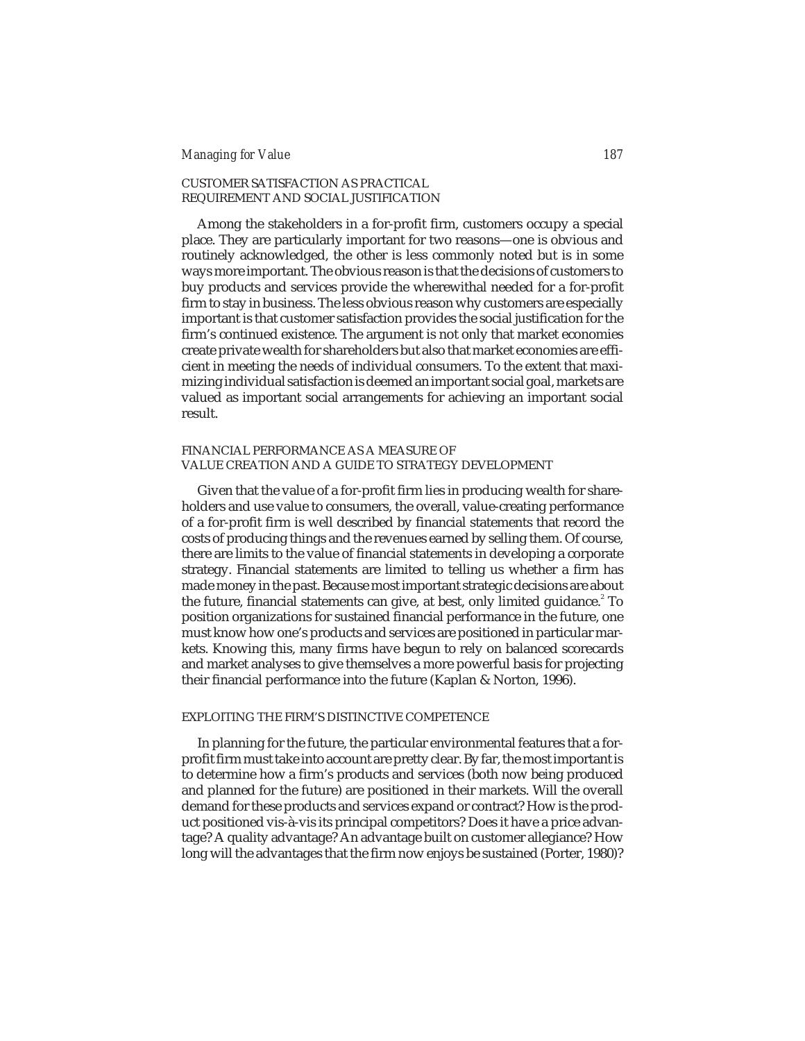### CUSTOMER SATISFACTION AS PRACTICAL REQUIREMENT AND SOCIAL JUSTIFICATION

Among the stakeholders in a for-profit firm, customers occupy a special place. They are particularly important for two reasons—one is obvious and routinely acknowledged, the other is less commonly noted but is in some ways more important. The obvious reason is that the decisions of customers to buy products and services provide the wherewithal needed for a for-profit firm to stay in business. The less obvious reason why customers are especially important is that customer satisfaction provides the social justification for the firm's continued existence. The argument is not only that market economies create private wealth for shareholders but also that market economies are efficient in meeting the needs of individual consumers. To the extent that maximizing individual satisfaction is deemed an important social goal, markets are valued as important social arrangements for achieving an important social result.

### FINANCIAL PERFORMANCE AS A MEASURE OF VALUE CREATION AND A GUIDE TO STRATEGY DEVELOPMENT

Given that the value of a for-profit firm lies in producing wealth for shareholders and use value to consumers, the overall, value-creating performance of a for-profit firm is well described by financial statements that record the costs of producing things and the revenues earned by selling them. Of course, there are limits to the value of financial statements in developing a corporate strategy. Financial statements are limited to telling us whether a firm has made money in the past. Because most important strategic decisions are about the future, financial statements can give, at best, only limited guidance.[2] To position organizations for sustained financial performance in the future, one must know how one's products and services are positioned in particular markets. Knowing this, many firms have begun to rely on balanced scorecards and market analyses to give themselves a more powerful basis for projecting their financial performance into the future (Kaplan & Norton, 1996).

### EXPLOITING THE FIRM'S DISTINCTIVE COMPETENCE

In planning for the future, the particular environmental features that a for-profit firm must take into account are pretty clear. By far, the most important is to determine how a firm's products and services (both now being produced and planned for the future) are positioned in their markets. Will the overall demand for these products and services expand or contract? How is the product positioned vis-à-vis its principal competitors? Does it have a price advantage? A quality advantage? An advantage built on customer allegiance? How long will the advantages that the firm now enjoys be sustained (Porter, 1980)?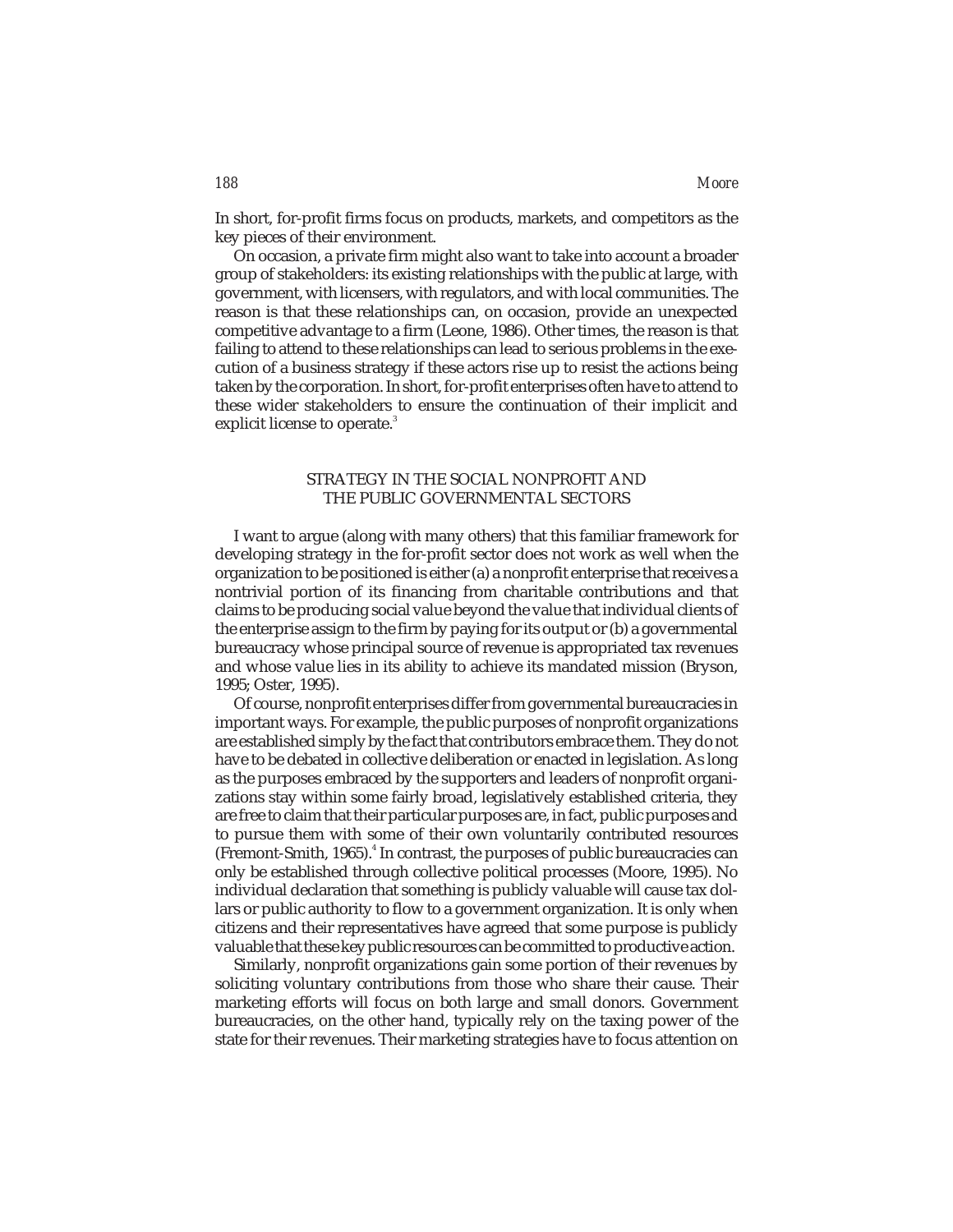In short, for-profit firms focus on products, markets, and competitors as the key pieces of their environment.

On occasion, a private firm might also want to take into account a broader group of stakeholders: its existing relationships with the public at large, with government, with licensers, with regulators, and with local communities. The reason is that these relationships can, on occasion, provide an unexpected competitive advantage to a firm (Leone, 1986). Other times, the reason is that failing to attend to these relationships can lead to serious problems in the execution of a business strategy if these actors rise up to resist the actions being taken by the corporation. In short, for-profit enterprises often have to attend to these wider stakeholders to ensure the continuation of their implicit and explicit license to operate.[3]

## STRATEGY IN THE SOCIAL NONPROFIT AND THE PUBLIC GOVERNMENTAL SECTORS

I want to argue (along with many others) that this familiar framework for developing strategy in the for-profit sector does not work as well when the organization to be positioned is either (a) a nonprofit enterprise that receives a nontrivial portion of its financing from charitable contributions and that claims to be producing social value beyond the value that individual clients of the enterprise assign to the firm by paying for its output or (b) a governmental bureaucracy whose principal source of revenue is appropriated tax revenues and whose value lies in its ability to achieve its mandated mission (Bryson, 1995; Oster, 1995).

Of course, nonprofit enterprises differ from governmental bureaucracies in important ways. For example, the public purposes of nonprofit organizations are established simply by the fact that contributors embrace them. They do not have to be debated in collective deliberation or enacted in legislation. As long as the purposes embraced by the supporters and leaders of nonprofit organizations stay within some fairly broad, legislatively established criteria, they are free to claim that their particular purposes are, in fact, public purposes and to pursue them with some of their own voluntarily contributed resources (Fremont-Smith, 1965).[4] In contrast, the purposes of public bureaucracies can only be established through collective political processes (Moore, 1995). No individual declaration that something is publicly valuable will cause tax dollars or public authority to flow to a government organization. It is only when citizens and their representatives have agreed that some purpose is publicly valuable that these key public resources can be committed to productive action.

Similarly, nonprofit organizations gain some portion of their revenues by soliciting voluntary contributions from those who share their cause. Their marketing efforts will focus on both large and small donors. Government bureaucracies, on the other hand, typically rely on the taxing power of the state for their revenues. Their marketing strategies have to focus attention on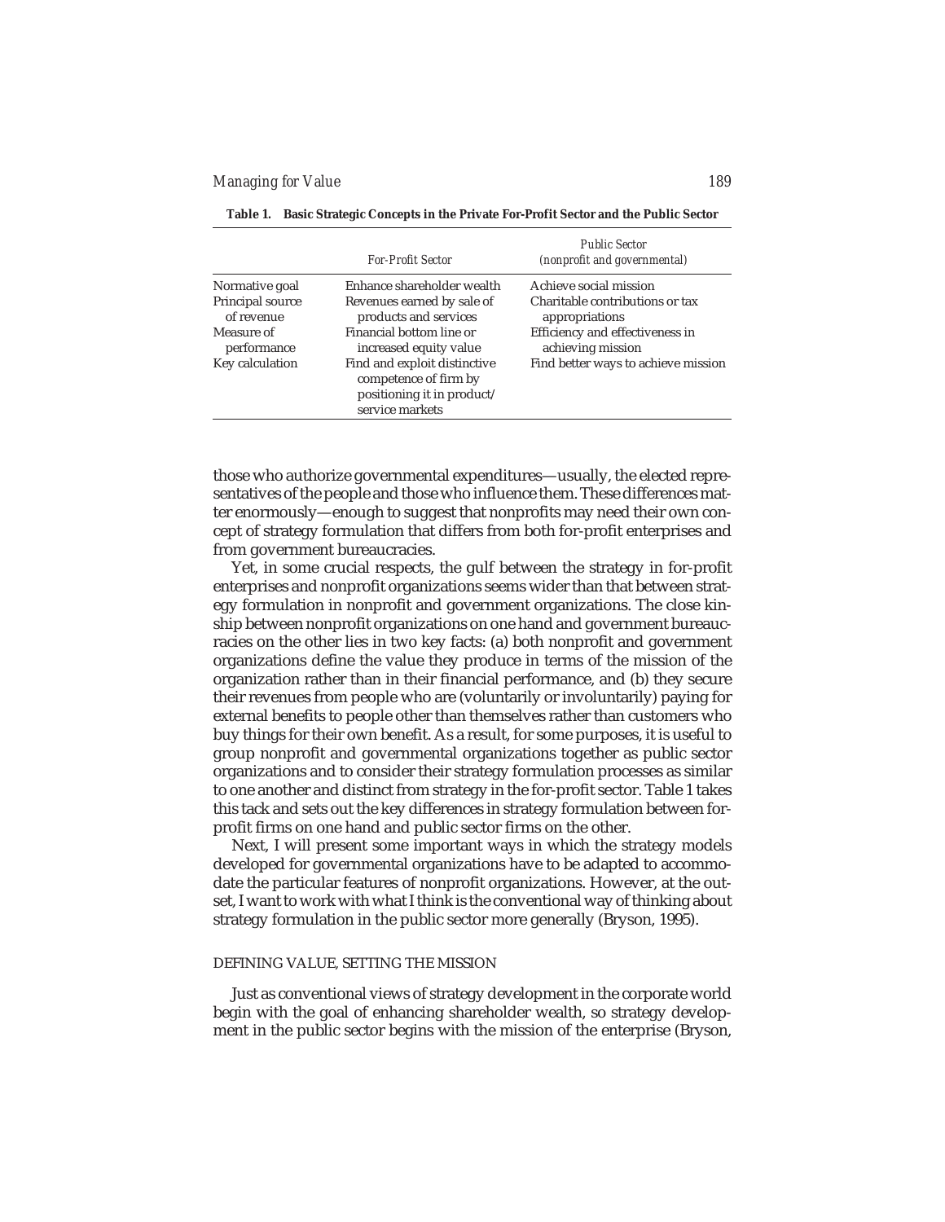**Table 1. Basic Strategic Concepts in the Private For-Profit Sector and the Public Sector**

| | *For-Profit Sector* | *Public Sector (nonprofit and governmental)* |
|---|---|---|
| Normative goal | Enhance shareholder wealth | Achieve social mission |
| Principal source of revenue | Revenues earned by sale of products and services | Charitable contributions or tax appropriations |
| Measure of performance | Financial bottom line or increased equity value | Efficiency and effectiveness in achieving mission |
| Key calculation | Find and exploit distinctive competence of firm by positioning it in product/service markets | Find better ways to achieve mission |

those who authorize governmental expenditures—usually, the elected representatives of the people and those who influence them. These differences matter enormously—enough to suggest that nonprofits may need their own concept of strategy formulation that differs from both for-profit enterprises and from government bureaucracies.

Yet, in some crucial respects, the gulf between the strategy in for-profit enterprises and nonprofit organizations seems wider than that between strategy formulation in nonprofit and government organizations. The close kinship between nonprofit organizations on one hand and government bureaucracies on the other lies in two key facts: (a) both nonprofit and government organizations define the value they produce in terms of the mission of the organization rather than in their financial performance, and (b) they secure their revenues from people who are (voluntarily or involuntarily) paying for external benefits to people other than themselves rather than customers who buy things for their own benefit. As a result, for some purposes, it is useful to group nonprofit and governmental organizations together as public sector organizations and to consider their strategy formulation processes as similar to one another and distinct from strategy in the for-profit sector. Table 1 takes this tack and sets out the key differences in strategy formulation between for-profit firms on one hand and public sector firms on the other.

Next, I will present some important ways in which the strategy models developed for governmental organizations have to be adapted to accommodate the particular features of nonprofit organizations. However, at the outset, I want to work with what I think is the conventional way of thinking about strategy formulation in the public sector more generally (Bryson, 1995).

## DEFINING VALUE, SETTING THE MISSION

Just as conventional views of strategy development in the corporate world begin with the goal of enhancing shareholder wealth, so strategy development in the public sector begins with the mission of the enterprise (Bryson,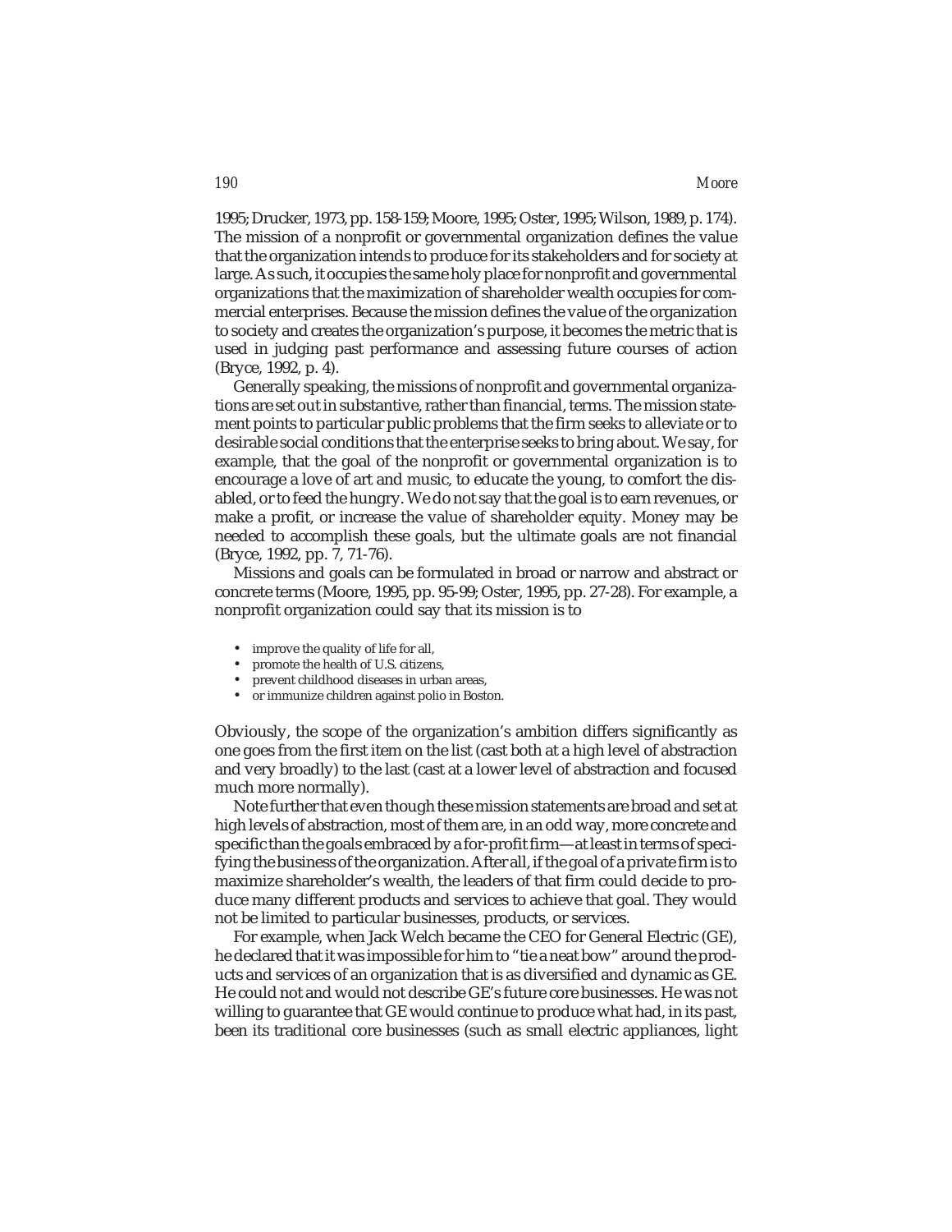1995; Drucker, 1973, pp. 158-159; Moore, 1995; Oster, 1995; Wilson, 1989, p. 174). The mission of a nonprofit or governmental organization defines the value that the organization intends to produce for its stakeholders and for society at large. As such, it occupies the same holy place for nonprofit and governmental organizations that the maximization of shareholder wealth occupies for commercial enterprises. Because the mission defines the value of the organization to society and creates the organization's purpose, it becomes the metric that is used in judging past performance and assessing future courses of action (Bryce, 1992, p. 4).

Generally speaking, the missions of nonprofit and governmental organizations are set out in substantive, rather than financial, terms. The mission statement points to particular public problems that the firm seeks to alleviate or to desirable social conditions that the enterprise seeks to bring about. We say, for example, that the goal of the nonprofit or governmental organization is to encourage a love of art and music, to educate the young, to comfort the disabled, or to feed the hungry. We do not say that the goal is to earn revenues, or make a profit, or increase the value of shareholder equity. Money may be needed to accomplish these goals, but the ultimate goals are not financial (Bryce, 1992, pp. 7, 71-76).

Missions and goals can be formulated in broad or narrow and abstract or concrete terms (Moore, 1995, pp. 95-99; Oster, 1995, pp. 27-28). For example, a nonprofit organization could say that its mission is to

- improve the quality of life for all,
- promote the health of U.S. citizens,
- prevent childhood diseases in urban areas,
- or immunize children against polio in Boston.

Obviously, the scope of the organization's ambition differs significantly as one goes from the first item on the list (cast both at a high level of abstraction and very broadly) to the last (cast at a lower level of abstraction and focused much more normally).

Note further that even though these mission statements are broad and set at high levels of abstraction, most of them are, in an odd way, more concrete and specific than the goals embraced by a for-profit firm—at least in terms of specifying the business of the organization. After all, if the goal of a private firm is to maximize shareholder's wealth, the leaders of that firm could decide to produce many different products and services to achieve that goal. They would not be limited to particular businesses, products, or services.

For example, when Jack Welch became the CEO for General Electric (GE), he declared that it was impossible for him to "tie a neat bow" around the products and services of an organization that is as diversified and dynamic as GE. He could not and would not describe GE's future core businesses. He was not willing to guarantee that GE would continue to produce what had, in its past, been its traditional core businesses (such as small electric appliances, light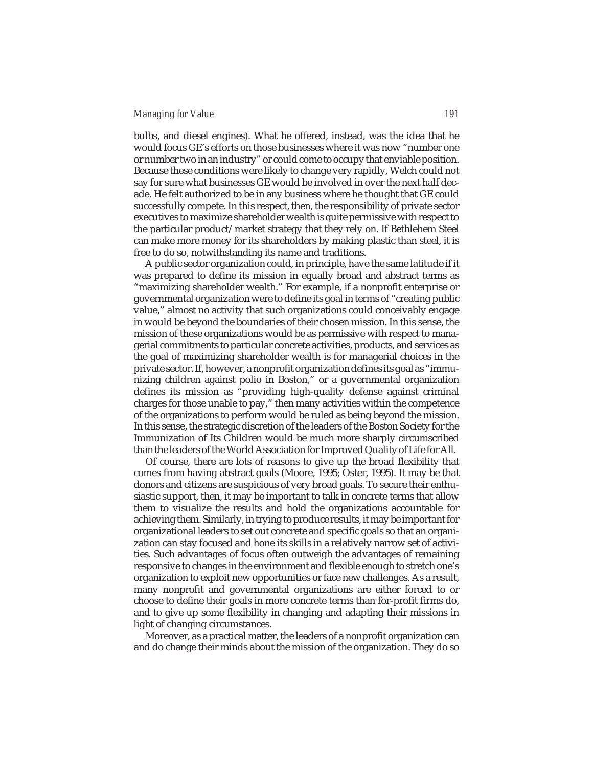bulbs, and diesel engines). What he offered, instead, was the idea that he would focus GE's efforts on those businesses where it was now "number one or number two in an industry" or could come to occupy that enviable position. Because these conditions were likely to change very rapidly, Welch could not say for sure what businesses GE would be involved in over the next half decade. He felt authorized to be in any business where he thought that GE could successfully compete. In this respect, then, the responsibility of private sector executives to maximize shareholder wealth is quite permissive with respect to the particular product/market strategy that they rely on. If Bethlehem Steel can make more money for its shareholders by making plastic than steel, it is free to do so, notwithstanding its name and traditions.

A public sector organization could, in principle, have the same latitude if it was prepared to define its mission in equally broad and abstract terms as "maximizing shareholder wealth." For example, if a nonprofit enterprise or governmental organization were to define its goal in terms of "creating public value," almost no activity that such organizations could conceivably engage in would be beyond the boundaries of their chosen mission. In this sense, the mission of these organizations would be as permissive with respect to managerial commitments to particular concrete activities, products, and services as the goal of maximizing shareholder wealth is for managerial choices in the private sector. If, however, a nonprofit organization defines its goal as "immunizing children against polio in Boston," or a governmental organization defines its mission as "providing high-quality defense against criminal charges for those unable to pay," then many activities within the competence of the organizations to perform would be ruled as being beyond the mission. In this sense, the strategic discretion of the leaders of the Boston Society for the Immunization of Its Children would be much more sharply circumscribed than the leaders of the World Association for Improved Quality of Life for All.

Of course, there are lots of reasons to give up the broad flexibility that comes from having abstract goals (Moore, 1995; Oster, 1995). It may be that donors and citizens are suspicious of very broad goals. To secure their enthusiastic support, then, it may be important to talk in concrete terms that allow them to visualize the results and hold the organizations accountable for achieving them. Similarly, in trying to produce results, it may be important for organizational leaders to set out concrete and specific goals so that an organization can stay focused and hone its skills in a relatively narrow set of activities. Such advantages of focus often outweigh the advantages of remaining responsive to changes in the environment and flexible enough to stretch one's organization to exploit new opportunities or face new challenges. As a result, many nonprofit and governmental organizations are either forced to or choose to define their goals in more concrete terms than for-profit firms do, and to give up some flexibility in changing and adapting their missions in light of changing circumstances.

Moreover, as a practical matter, the leaders of a nonprofit organization can and do change their minds about the mission of the organization. They do so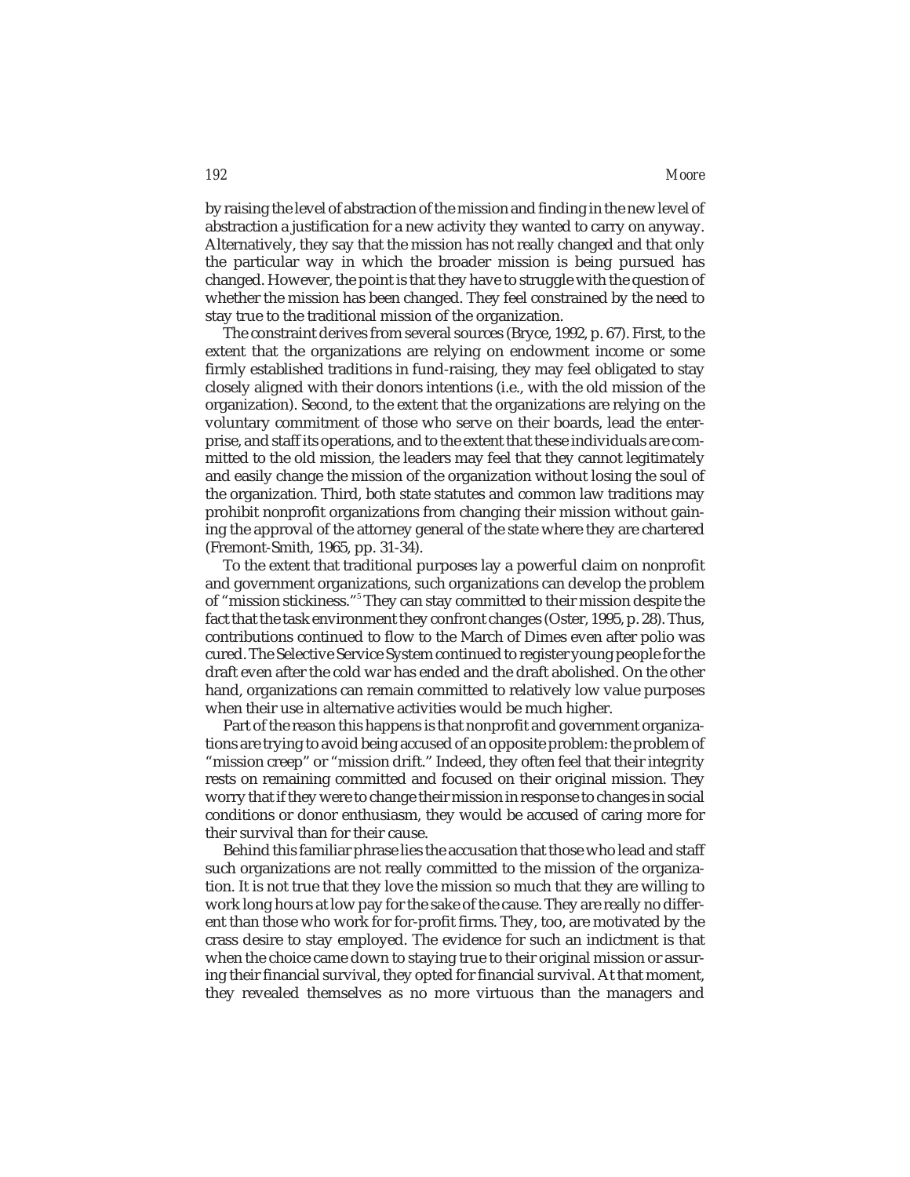by raising the level of abstraction of the mission and finding in the new level of abstraction a justification for a new activity they wanted to carry on anyway. Alternatively, they say that the mission has not really changed and that only the particular way in which the broader mission is being pursued has changed. However, the point is that they have to struggle with the question of whether the mission has been changed. They feel constrained by the need to stay true to the traditional mission of the organization.

The constraint derives from several sources (Bryce, 1992, p. 67). First, to the extent that the organizations are relying on endowment income or some firmly established traditions in fund-raising, they may feel obligated to stay closely aligned with their donors intentions (i.e., with the old mission of the organization). Second, to the extent that the organizations are relying on the voluntary commitment of those who serve on their boards, lead the enterprise, and staff its operations, and to the extent that these individuals are committed to the old mission, the leaders may feel that they cannot legitimately and easily change the mission of the organization without losing the soul of the organization. Third, both state statutes and common law traditions may prohibit nonprofit organizations from changing their mission without gaining the approval of the attorney general of the state where they are chartered (Fremont-Smith, 1965, pp. 31-34).

To the extent that traditional purposes lay a powerful claim on nonprofit and government organizations, such organizations can develop the problem of "mission stickiness."[5] They can stay committed to their mission despite the fact that the task environment they confront changes (Oster, 1995, p. 28). Thus, contributions continued to flow to the March of Dimes even after polio was cured. The Selective Service System continued to register young people for the draft even after the cold war has ended and the draft abolished. On the other hand, organizations can remain committed to relatively low value purposes when their use in alternative activities would be much higher.

Part of the reason this happens is that nonprofit and government organizations are trying to avoid being accused of an opposite problem: the problem of "mission creep" or "mission drift." Indeed, they often feel that their integrity rests on remaining committed and focused on their original mission. They worry that if they were to change their mission in response to changes in social conditions or donor enthusiasm, they would be accused of caring more for their survival than for their cause.

Behind this familiar phrase lies the accusation that those who lead and staff such organizations are not really committed to the mission of the organization. It is not true that they love the mission so much that they are willing to work long hours at low pay for the sake of the cause. They are really no different than those who work for for-profit firms. They, too, are motivated by the crass desire to stay employed. The evidence for such an indictment is that when the choice came down to staying true to their original mission or assuring their financial survival, they opted for financial survival. At that moment, they revealed themselves as no more virtuous than the managers and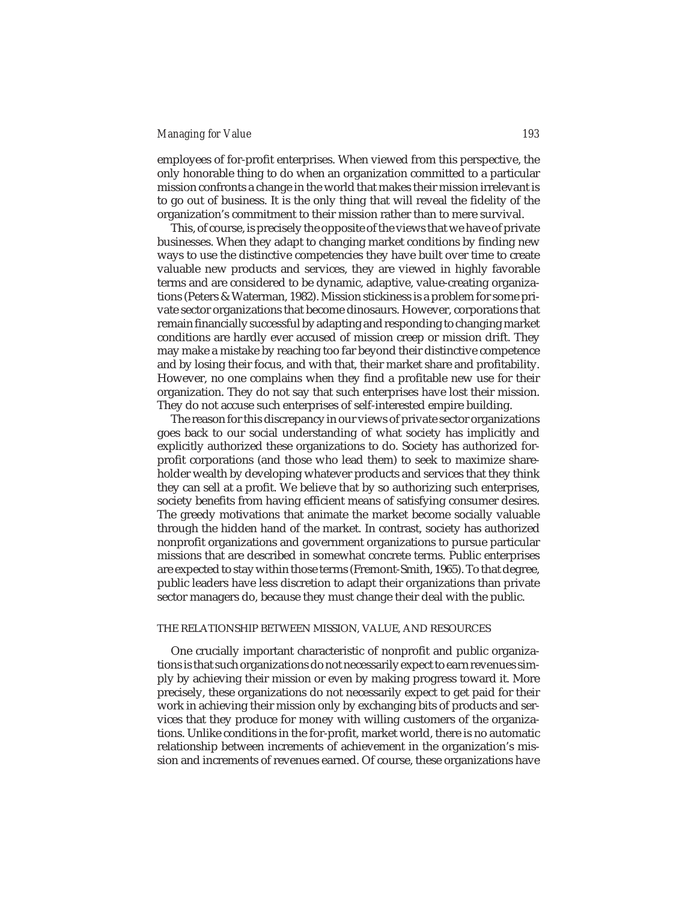employees of for-profit enterprises. When viewed from this perspective, the only honorable thing to do when an organization committed to a particular mission confronts a change in the world that makes their mission irrelevant is to go out of business. It is the only thing that will reveal the fidelity of the organization's commitment to their mission rather than to mere survival.

This, of course, is precisely the opposite of the views that we have of private businesses. When they adapt to changing market conditions by finding new ways to use the distinctive competencies they have built over time to create valuable new products and services, they are viewed in highly favorable terms and are considered to be dynamic, adaptive, value-creating organizations (Peters & Waterman, 1982). Mission stickiness is a problem for some private sector organizations that become dinosaurs. However, corporations that remain financially successful by adapting and responding to changing market conditions are hardly ever accused of mission creep or mission drift. They may make a mistake by reaching too far beyond their distinctive competence and by losing their focus, and with that, their market share and profitability. However, no one complains when they find a profitable new use for their organization. They do not say that such enterprises have lost their mission. They do not accuse such enterprises of self-interested empire building.

The reason for this discrepancy in our views of private sector organizations goes back to our social understanding of what society has implicitly and explicitly authorized these organizations to do. Society has authorized for-profit corporations (and those who lead them) to seek to maximize shareholder wealth by developing whatever products and services that they think they can sell at a profit. We believe that by so authorizing such enterprises, society benefits from having efficient means of satisfying consumer desires. The greedy motivations that animate the market become socially valuable through the hidden hand of the market. In contrast, society has authorized nonprofit organizations and government organizations to pursue particular missions that are described in somewhat concrete terms. Public enterprises are expected to stay within those terms (Fremont-Smith, 1965). To that degree, public leaders have less discretion to adapt their organizations than private sector managers do, because they must change their deal with the public.

## THE RELATIONSHIP BETWEEN MISSION, VALUE, AND RESOURCES

One crucially important characteristic of nonprofit and public organizations is that such organizations do not necessarily expect to earn revenues simply by achieving their mission or even by making progress toward it. More precisely, these organizations do not necessarily expect to get paid for their work in achieving their mission only by exchanging bits of products and services that they produce for money with willing customers of the organizations. Unlike conditions in the for-profit, market world, there is no automatic relationship between increments of achievement in the organization's mission and increments of revenues earned. Of course, these organizations have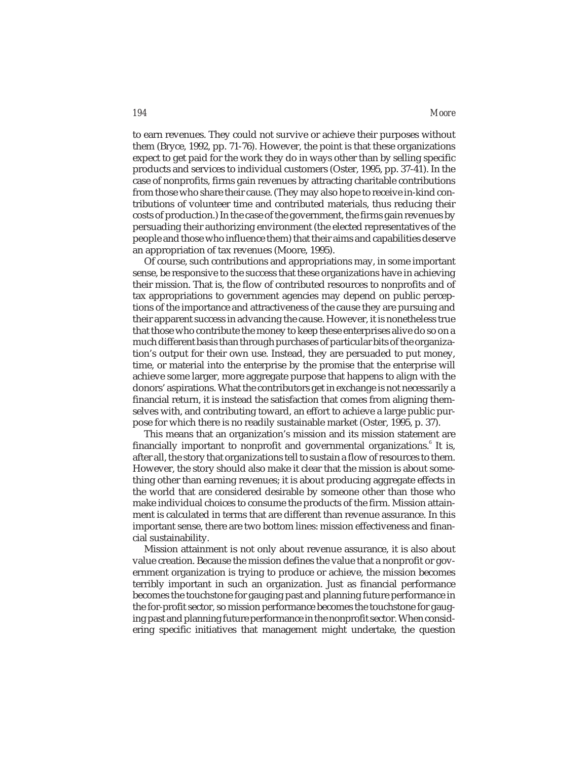to earn revenues. They could not survive or achieve their purposes without them (Bryce, 1992, pp. 71-76). However, the point is that these organizations expect to get paid for the work they do in ways other than by selling specific products and services to individual customers (Oster, 1995, pp. 37-41). In the case of nonprofits, firms gain revenues by attracting charitable contributions from those who share their cause. (They may also hope to receive in-kind contributions of volunteer time and contributed materials, thus reducing their costs of production.) In the case of the government, the firms gain revenues by persuading their authorizing environment (the elected representatives of the people and those who influence them) that their aims and capabilities deserve an appropriation of tax revenues (Moore, 1995).

Of course, such contributions and appropriations may, in some important sense, be responsive to the success that these organizations have in achieving their mission. That is, the flow of contributed resources to nonprofits and of tax appropriations to government agencies may depend on public perceptions of the importance and attractiveness of the cause they are pursuing and their apparent success in advancing the cause. However, it is nonetheless true that those who contribute the money to keep these enterprises alive do so on a much different basis than through purchases of particular bits of the organization's output for their own use. Instead, they are persuaded to put money, time, or material into the enterprise by the promise that the enterprise will achieve some larger, more aggregate purpose that happens to align with the donors' aspirations. What the contributors get in exchange is not necessarily a financial return, it is instead the satisfaction that comes from aligning themselves with, and contributing toward, an effort to achieve a large public purpose for which there is no readily sustainable market (Oster, 1995, p. 37).

This means that an organization's mission and its mission statement are financially important to nonprofit and governmental organizations.[6] It is, after all, the story that organizations tell to sustain a flow of resources to them. However, the story should also make it clear that the mission is about something other than earning revenues; it is about producing aggregate effects in the world that are considered desirable by someone other than those who make individual choices to consume the products of the firm. Mission attainment is calculated in terms that are different than revenue assurance. In this important sense, there are two bottom lines: mission effectiveness and financial sustainability.

Mission attainment is not only about revenue assurance, it is also about value creation. Because the mission defines the value that a nonprofit or government organization is trying to produce or achieve, the mission becomes terribly important in such an organization. Just as financial performance becomes the touchstone for gauging past and planning future performance in the for-profit sector, so mission performance becomes the touchstone for gauging past and planning future performance in the nonprofit sector. When considering specific initiatives that management might undertake, the question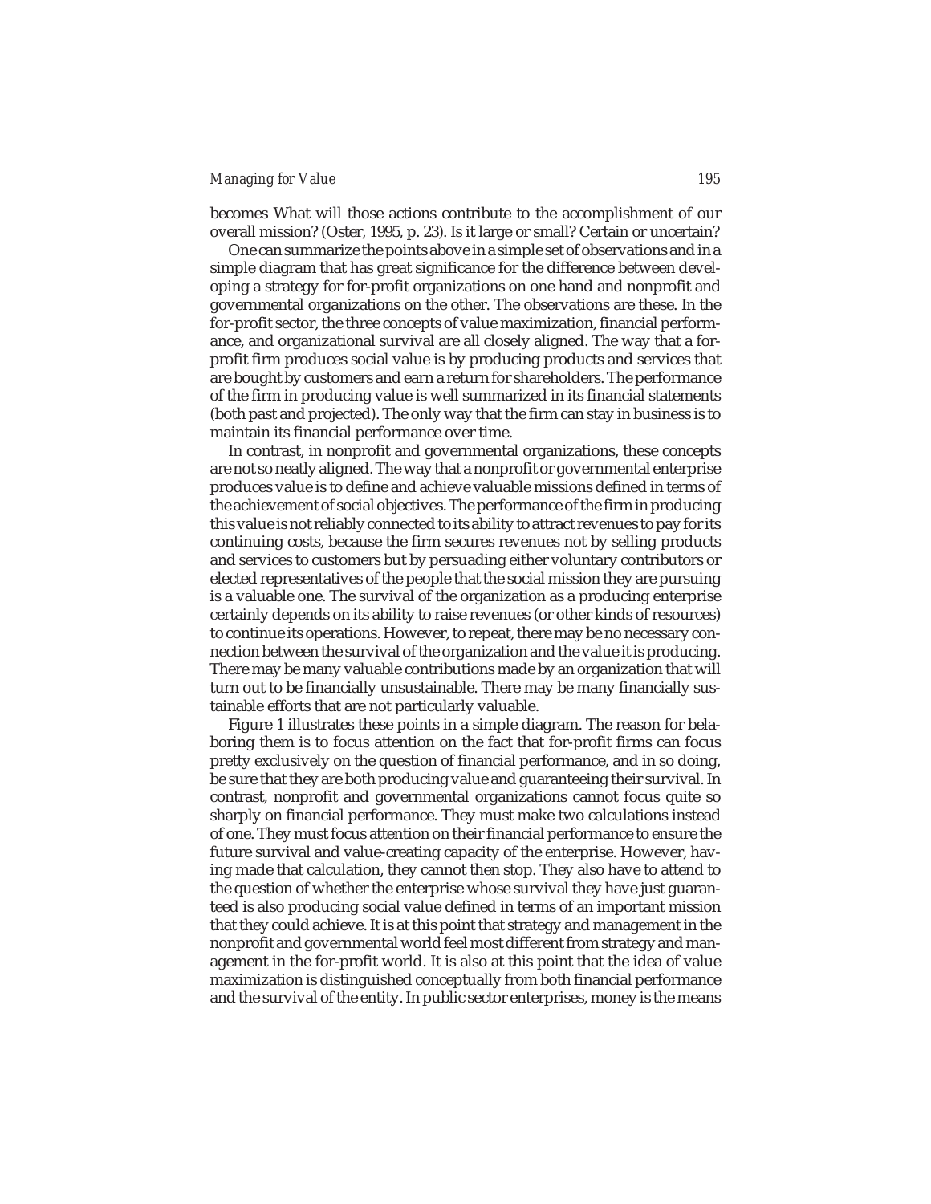becomes What will those actions contribute to the accomplishment of our overall mission? (Oster, 1995, p. 23). Is it large or small? Certain or uncertain?

One can summarize the points above in a simple set of observations and in a simple diagram that has great significance for the difference between developing a strategy for for-profit organizations on one hand and nonprofit and governmental organizations on the other. The observations are these. In the for-profit sector, the three concepts of value maximization, financial performance, and organizational survival are all closely aligned. The way that a for-profit firm produces social value is by producing products and services that are bought by customers and earn a return for shareholders. The performance of the firm in producing value is well summarized in its financial statements (both past and projected). The only way that the firm can stay in business is to maintain its financial performance over time.

In contrast, in nonprofit and governmental organizations, these concepts are not so neatly aligned. The way that a nonprofit or governmental enterprise produces value is to define and achieve valuable missions defined in terms of the achievement of social objectives. The performance of the firm in producing this value is not reliably connected to its ability to attract revenues to pay for its continuing costs, because the firm secures revenues not by selling products and services to customers but by persuading either voluntary contributors or elected representatives of the people that the social mission they are pursuing is a valuable one. The survival of the organization as a producing enterprise certainly depends on its ability to raise revenues (or other kinds of resources) to continue its operations. However, to repeat, there may be no necessary connection between the survival of the organization and the value it is producing. There may be many valuable contributions made by an organization that will turn out to be financially unsustainable. There may be many financially sustainable efforts that are not particularly valuable.

Figure 1 illustrates these points in a simple diagram. The reason for belaboring them is to focus attention on the fact that for-profit firms can focus pretty exclusively on the question of financial performance, and in so doing, be sure that they are both producing value and guaranteeing their survival. In contrast, nonprofit and governmental organizations cannot focus quite so sharply on financial performance. They must make two calculations instead of one. They must focus attention on their financial performance to ensure the future survival and value-creating capacity of the enterprise. However, having made that calculation, they cannot then stop. They also have to attend to the question of whether the enterprise whose survival they have just guaranteed is also producing social value defined in terms of an important mission that they could achieve. It is at this point that strategy and management in the nonprofit and governmental world feel most different from strategy and management in the for-profit world. It is also at this point that the idea of value maximization is distinguished conceptually from both financial performance and the survival of the entity. In public sector enterprises, money is the means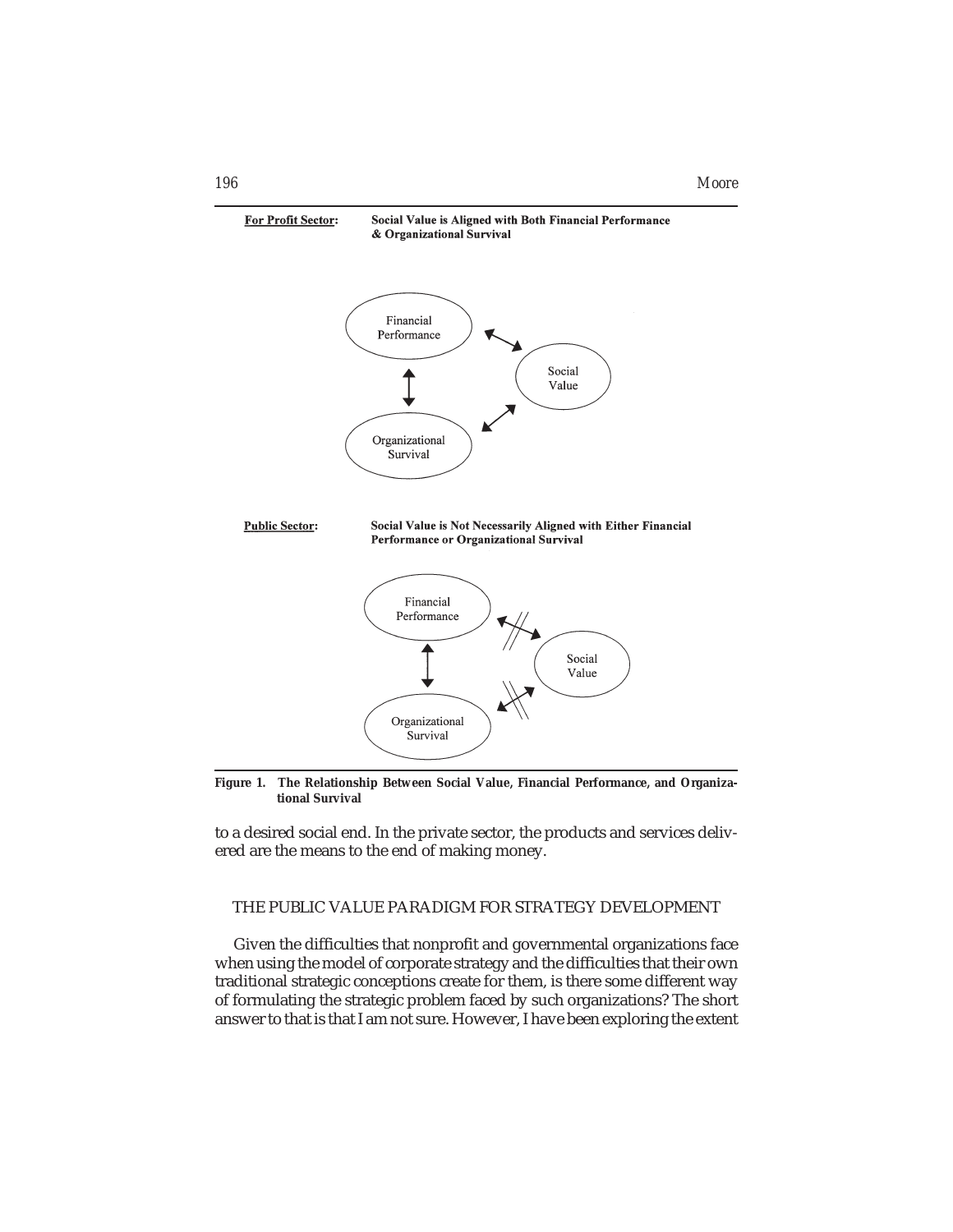**For Profit Sector:** **Social Value is Aligned with Both Financial Performance & Organizational Survival**

Financial Performance

Social Value

Organizational Survival

**Public Sector:** **Social Value is Not Necessarily Aligned with Either Financial Performance or Organizational Survival**

Financial Performance

Social Value

Organizational Survival

**Figure 1. The Relationship Between Social Value, Financial Performance, and Organizational Survival**

to a desired social end. In the private sector, the products and services delivered are the means to the end of making money.

## THE PUBLIC VALUE PARADIGM FOR STRATEGY DEVELOPMENT

Given the difficulties that nonprofit and governmental organizations face when using the model of corporate strategy and the difficulties that their own traditional strategic conceptions create for them, is there some different way of formulating the strategic problem faced by such organizations? The short answer to that is that I am not sure. However, I have been exploring the extent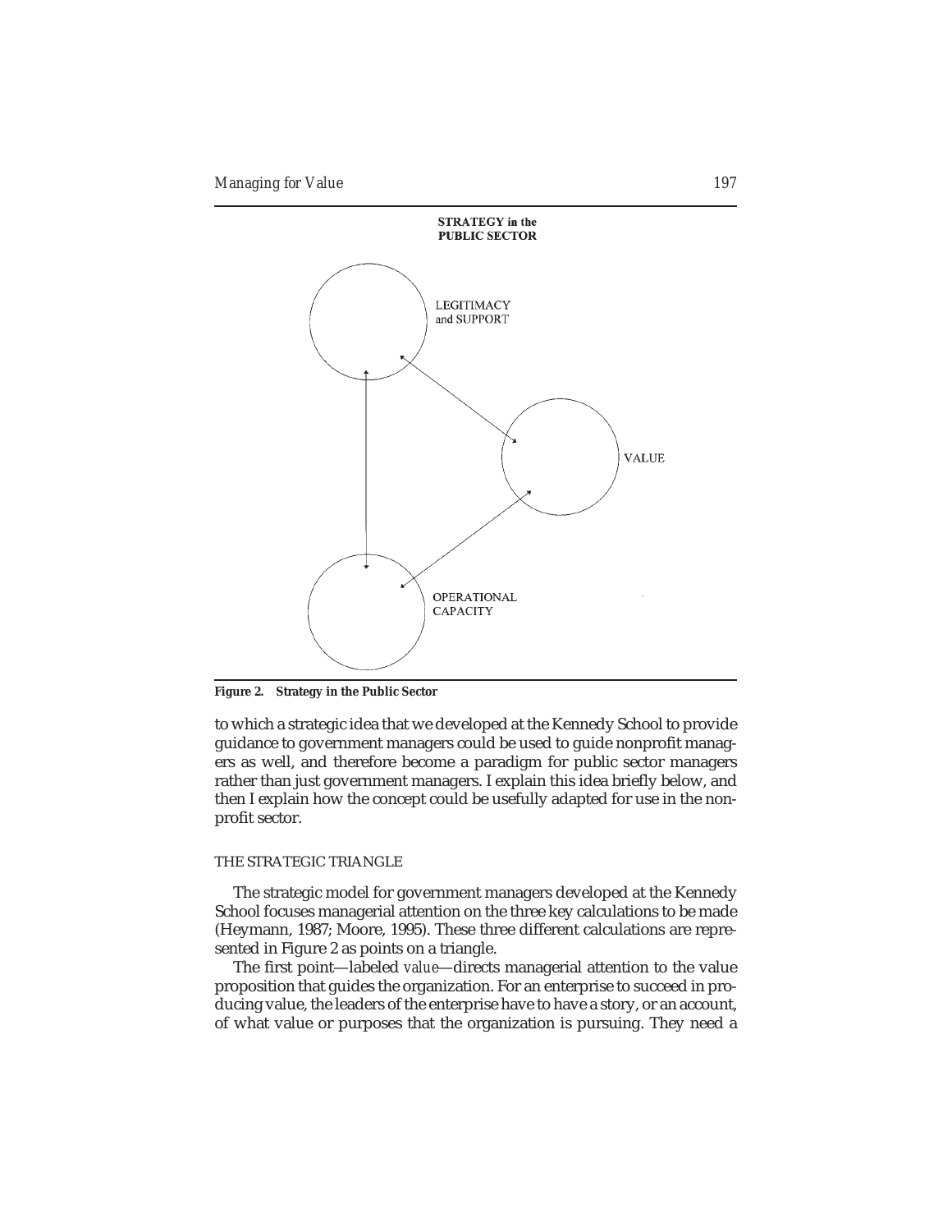STRATEGY in the PUBLIC SECTOR

LEGITIMACY and SUPPORT

VALUE

OPERATIONAL CAPACITY

**Figure 2. Strategy in the Public Sector**

to which a strategic idea that we developed at the Kennedy School to provide guidance to government managers could be used to guide nonprofit managers as well, and therefore become a paradigm for public sector managers rather than just government managers. I explain this idea briefly below, and then I explain how the concept could be usefully adapted for use in the nonprofit sector.

## THE STRATEGIC TRIANGLE

The strategic model for government managers developed at the Kennedy School focuses managerial attention on the three key calculations to be made (Heymann, 1987; Moore, 1995). These three different calculations are represented in Figure 2 as points on a triangle.

The first point—labeled *value*—directs managerial attention to the value proposition that guides the organization. For an enterprise to succeed in producing value, the leaders of the enterprise have to have a story, or an account, of what value or purposes that the organization is pursuing. They need a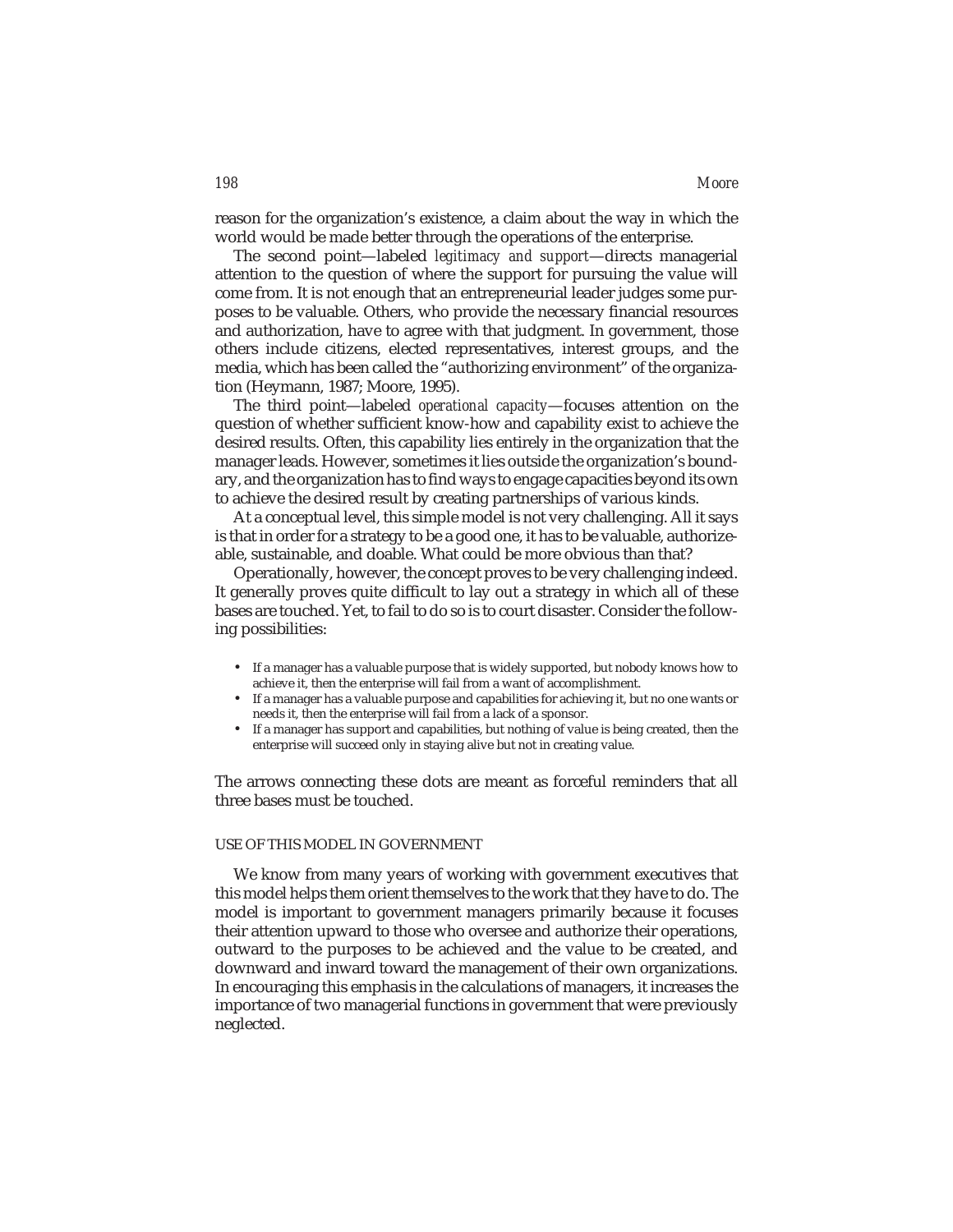reason for the organization's existence, a claim about the way in which the world would be made better through the operations of the enterprise.

The second point—labeled *legitimacy and support*—directs managerial attention to the question of where the support for pursuing the value will come from. It is not enough that an entrepreneurial leader judges some purposes to be valuable. Others, who provide the necessary financial resources and authorization, have to agree with that judgment. In government, those others include citizens, elected representatives, interest groups, and the media, which has been called the "authorizing environment" of the organization (Heymann, 1987; Moore, 1995).

The third point—labeled *operational capacity*—focuses attention on the question of whether sufficient know-how and capability exist to achieve the desired results. Often, this capability lies entirely in the organization that the manager leads. However, sometimes it lies outside the organization's boundary, and the organization has to find ways to engage capacities beyond its own to achieve the desired result by creating partnerships of various kinds.

At a conceptual level, this simple model is not very challenging. All it says is that in order for a strategy to be a good one, it has to be valuable, authorizeable, sustainable, and doable. What could be more obvious than that?

Operationally, however, the concept proves to be very challenging indeed. It generally proves quite difficult to lay out a strategy in which all of these bases are touched. Yet, to fail to do so is to court disaster. Consider the following possibilities:

- If a manager has a valuable purpose that is widely supported, but nobody knows how to achieve it, then the enterprise will fail from a want of accomplishment.
- If a manager has a valuable purpose and capabilities for achieving it, but no one wants or needs it, then the enterprise will fail from a lack of a sponsor.
- If a manager has support and capabilities, but nothing of value is being created, then the enterprise will succeed only in staying alive but not in creating value.

The arrows connecting these dots are meant as forceful reminders that all three bases must be touched.

## USE OF THIS MODEL IN GOVERNMENT

We know from many years of working with government executives that this model helps them orient themselves to the work that they have to do. The model is important to government managers primarily because it focuses their attention upward to those who oversee and authorize their operations, outward to the purposes to be achieved and the value to be created, and downward and inward toward the management of their own organizations. In encouraging this emphasis in the calculations of managers, it increases the importance of two managerial functions in government that were previously neglected.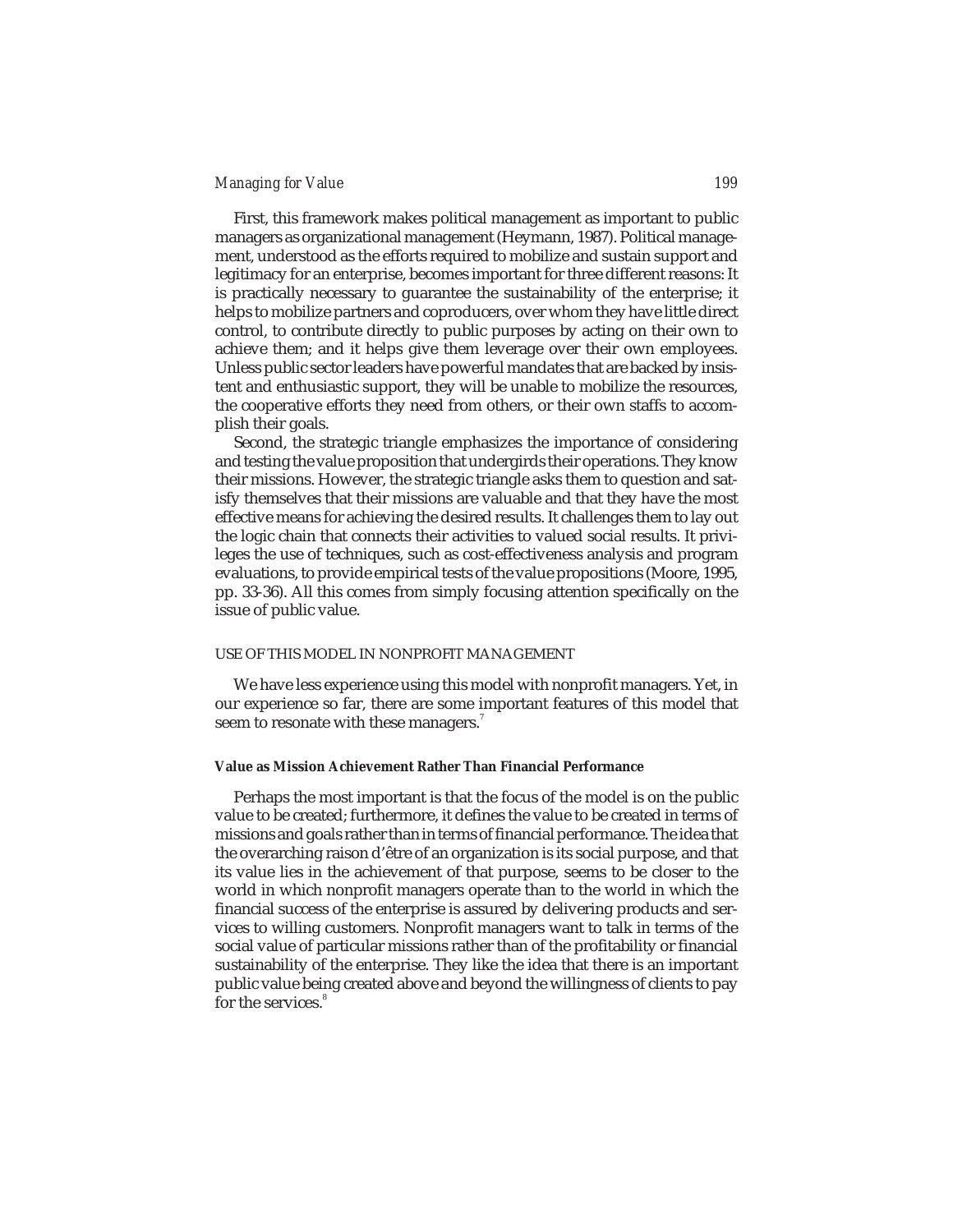First, this framework makes political management as important to public managers as organizational management (Heymann, 1987). Political management, understood as the efforts required to mobilize and sustain support and legitimacy for an enterprise, becomes important for three different reasons: It is practically necessary to guarantee the sustainability of the enterprise; it helps to mobilize partners and coproducers, over whom they have little direct control, to contribute directly to public purposes by acting on their own to achieve them; and it helps give them leverage over their own employees. Unless public sector leaders have powerful mandates that are backed by insistent and enthusiastic support, they will be unable to mobilize the resources, the cooperative efforts they need from others, or their own staffs to accomplish their goals.

Second, the strategic triangle emphasizes the importance of considering and testing the value proposition that undergirds their operations. They know their missions. However, the strategic triangle asks them to question and satisfy themselves that their missions are valuable and that they have the most effective means for achieving the desired results. It challenges them to lay out the logic chain that connects their activities to valued social results. It privileges the use of techniques, such as cost-effectiveness analysis and program evaluations, to provide empirical tests of the value propositions (Moore, 1995, pp. 33-36). All this comes from simply focusing attention specifically on the issue of public value.

## USE OF THIS MODEL IN NONPROFIT MANAGEMENT

We have less experience using this model with nonprofit managers. Yet, in our experience so far, there are some important features of this model that seem to resonate with these managers.[7]

### Value as Mission Achievement Rather Than Financial Performance

Perhaps the most important is that the focus of the model is on the public value to be created; furthermore, it defines the value to be created in terms of missions and goals rather than in terms of financial performance. The idea that the overarching raison d'être of an organization is its social purpose, and that its value lies in the achievement of that purpose, seems to be closer to the world in which nonprofit managers operate than to the world in which the financial success of the enterprise is assured by delivering products and services to willing customers. Nonprofit managers want to talk in terms of the social value of particular missions rather than of the profitability or financial sustainability of the enterprise. They like the idea that there is an important public value being created above and beyond the willingness of clients to pay for the services.[8]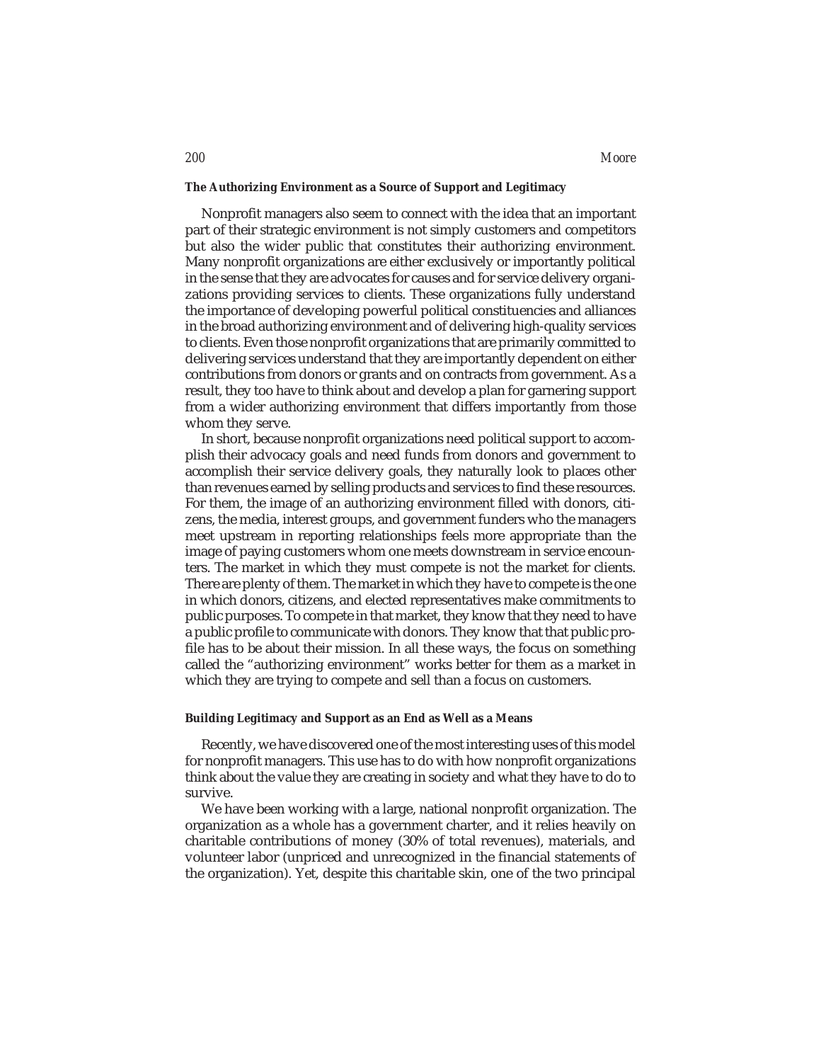### The Authorizing Environment as a Source of Support and Legitimacy

Nonprofit managers also seem to connect with the idea that an important part of their strategic environment is not simply customers and competitors but also the wider public that constitutes their authorizing environment. Many nonprofit organizations are either exclusively or importantly political in the sense that they are advocates for causes and for service delivery organizations providing services to clients. These organizations fully understand the importance of developing powerful political constituencies and alliances in the broad authorizing environment and of delivering high-quality services to clients. Even those nonprofit organizations that are primarily committed to delivering services understand that they are importantly dependent on either contributions from donors or grants and on contracts from government. As a result, they too have to think about and develop a plan for garnering support from a wider authorizing environment that differs importantly from those whom they serve.

In short, because nonprofit organizations need political support to accomplish their advocacy goals and need funds from donors and government to accomplish their service delivery goals, they naturally look to places other than revenues earned by selling products and services to find these resources. For them, the image of an authorizing environment filled with donors, citizens, the media, interest groups, and government funders who the managers meet upstream in reporting relationships feels more appropriate than the image of paying customers whom one meets downstream in service encounters. The market in which they must compete is not the market for clients. There are plenty of them. The market in which they have to compete is the one in which donors, citizens, and elected representatives make commitments to public purposes. To compete in that market, they know that they need to have a public profile to communicate with donors. They know that that public profile has to be about their mission. In all these ways, the focus on something called the "authorizing environment" works better for them as a market in which they are trying to compete and sell than a focus on customers.

### Building Legitimacy and Support as an End as Well as a Means

Recently, we have discovered one of the most interesting uses of this model for nonprofit managers. This use has to do with how nonprofit organizations think about the value they are creating in society and what they have to do to survive.

We have been working with a large, national nonprofit organization. The organization as a whole has a government charter, and it relies heavily on charitable contributions of money (30% of total revenues), materials, and volunteer labor (unpriced and unrecognized in the financial statements of the organization). Yet, despite this charitable skin, one of the two principal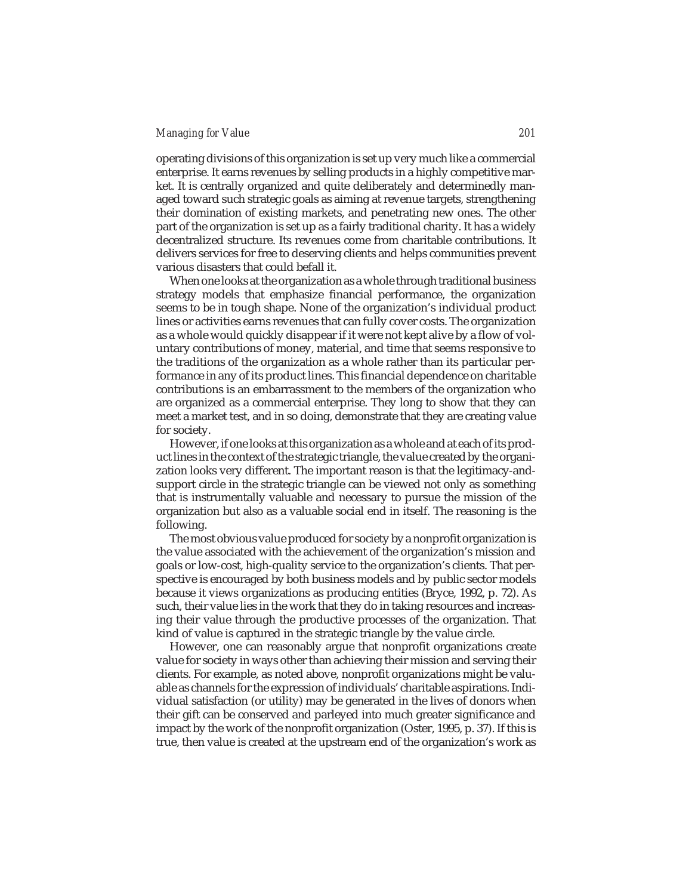operating divisions of this organization is set up very much like a commercial enterprise. It earns revenues by selling products in a highly competitive market. It is centrally organized and quite deliberately and determinedly managed toward such strategic goals as aiming at revenue targets, strengthening their domination of existing markets, and penetrating new ones. The other part of the organization is set up as a fairly traditional charity. It has a widely decentralized structure. Its revenues come from charitable contributions. It delivers services for free to deserving clients and helps communities prevent various disasters that could befall it.

When one looks at the organization as a whole through traditional business strategy models that emphasize financial performance, the organization seems to be in tough shape. None of the organization's individual product lines or activities earns revenues that can fully cover costs. The organization as a whole would quickly disappear if it were not kept alive by a flow of voluntary contributions of money, material, and time that seems responsive to the traditions of the organization as a whole rather than its particular performance in any of its product lines. This financial dependence on charitable contributions is an embarrassment to the members of the organization who are organized as a commercial enterprise. They long to show that they can meet a market test, and in so doing, demonstrate that they are creating value for society.

However, if one looks at this organization as a whole and at each of its product lines in the context of the strategic triangle, the value created by the organization looks very different. The important reason is that the legitimacy-and-support circle in the strategic triangle can be viewed not only as something that is instrumentally valuable and necessary to pursue the mission of the organization but also as a valuable social end in itself. The reasoning is the following.

The most obvious value produced for society by a nonprofit organization is the value associated with the achievement of the organization's mission and goals or low-cost, high-quality service to the organization's clients. That perspective is encouraged by both business models and by public sector models because it views organizations as producing entities (Bryce, 1992, p. 72). As such, their value lies in the work that they do in taking resources and increasing their value through the productive processes of the organization. That kind of value is captured in the strategic triangle by the value circle.

However, one can reasonably argue that nonprofit organizations create value for society in ways other than achieving their mission and serving their clients. For example, as noted above, nonprofit organizations might be valuable as channels for the expression of individuals' charitable aspirations. Individual satisfaction (or utility) may be generated in the lives of donors when their gift can be conserved and parleyed into much greater significance and impact by the work of the nonprofit organization (Oster, 1995, p. 37). If this is true, then value is created at the upstream end of the organization's work as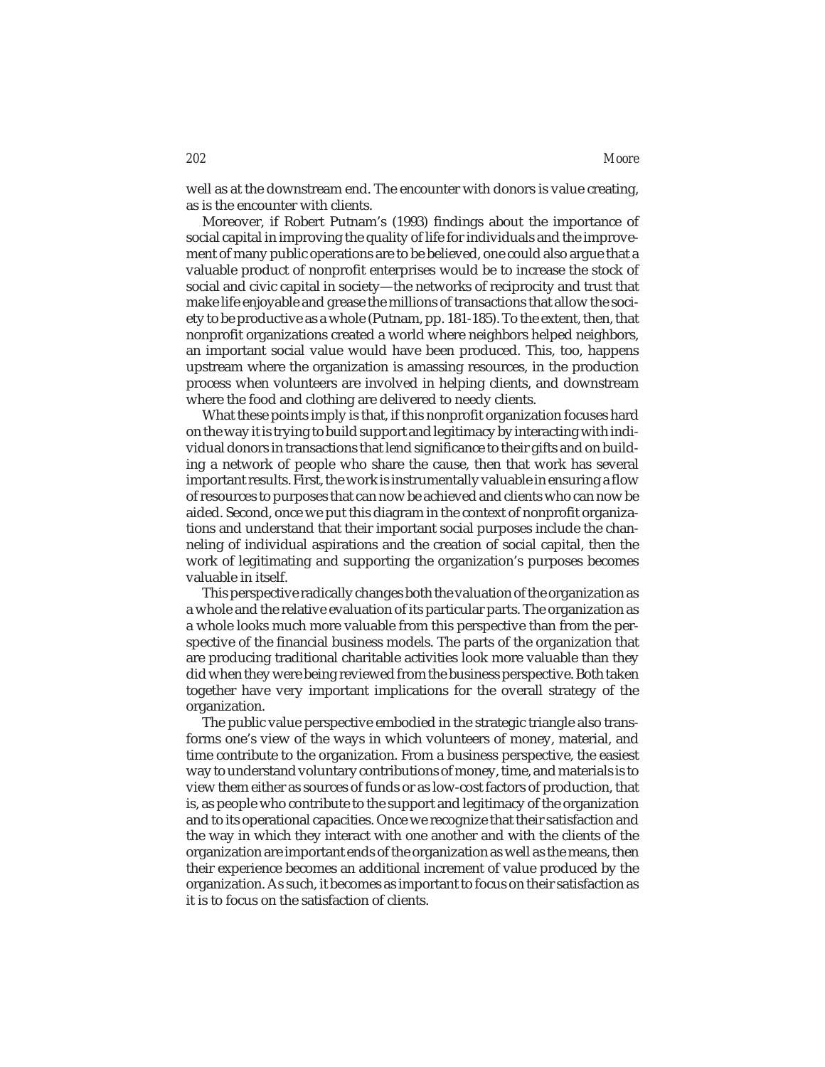well as at the downstream end. The encounter with donors is value creating, as is the encounter with clients.

Moreover, if Robert Putnam's (1993) findings about the importance of social capital in improving the quality of life for individuals and the improvement of many public operations are to be believed, one could also argue that a valuable product of nonprofit enterprises would be to increase the stock of social and civic capital in society—the networks of reciprocity and trust that make life enjoyable and grease the millions of transactions that allow the society to be productive as a whole (Putnam, pp. 181-185). To the extent, then, that nonprofit organizations created a world where neighbors helped neighbors, an important social value would have been produced. This, too, happens upstream where the organization is amassing resources, in the production process when volunteers are involved in helping clients, and downstream where the food and clothing are delivered to needy clients.

What these points imply is that, if this nonprofit organization focuses hard on the way it is trying to build support and legitimacy by interacting with individual donors in transactions that lend significance to their gifts and on building a network of people who share the cause, then that work has several important results. First, the work is instrumentally valuable in ensuring a flow of resources to purposes that can now be achieved and clients who can now be aided. Second, once we put this diagram in the context of nonprofit organizations and understand that their important social purposes include the channeling of individual aspirations and the creation of social capital, then the work of legitimating and supporting the organization's purposes becomes valuable in itself.

This perspective radically changes both the valuation of the organization as a whole and the relative evaluation of its particular parts. The organization as a whole looks much more valuable from this perspective than from the perspective of the financial business models. The parts of the organization that are producing traditional charitable activities look more valuable than they did when they were being reviewed from the business perspective. Both taken together have very important implications for the overall strategy of the organization.

The public value perspective embodied in the strategic triangle also transforms one's view of the ways in which volunteers of money, material, and time contribute to the organization. From a business perspective, the easiest way to understand voluntary contributions of money, time, and materials is to view them either as sources of funds or as low-cost factors of production, that is, as people who contribute to the support and legitimacy of the organization and to its operational capacities. Once we recognize that their satisfaction and the way in which they interact with one another and with the clients of the organization are important ends of the organization as well as the means, then their experience becomes an additional increment of value produced by the organization. As such, it becomes as important to focus on their satisfaction as it is to focus on the satisfaction of clients.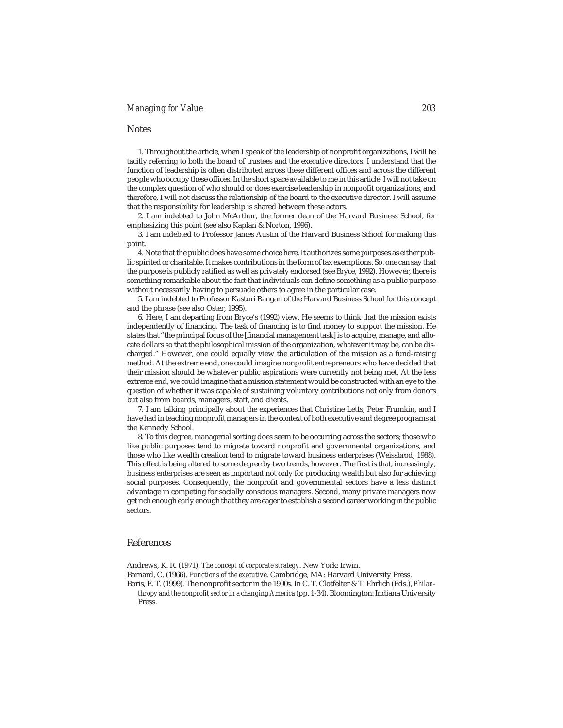## Notes

1. Throughout the article, when I speak of the leadership of nonprofit organizations, I will be tacitly referring to both the board of trustees and the executive directors. I understand that the function of leadership is often distributed across these different offices and across the different people who occupy these offices. In the short space available to me in this article, I will not take on the complex question of who should or does exercise leadership in nonprofit organizations, and therefore, I will not discuss the relationship of the board to the executive director. I will assume that the responsibility for leadership is shared between these actors.

2. I am indebted to John McArthur, the former dean of the Harvard Business School, for emphasizing this point (see also Kaplan & Norton, 1996).

3. I am indebted to Professor James Austin of the Harvard Business School for making this point.

4. Note that the public does have some choice here. It authorizes some purposes as either public spirited or charitable. It makes contributions in the form of tax exemptions. So, one can say that the purpose is publicly ratified as well as privately endorsed (see Bryce, 1992). However, there is something remarkable about the fact that individuals can define something as a public purpose without necessarily having to persuade others to agree in the particular case.

5. I am indebted to Professor Kasturi Rangan of the Harvard Business School for this concept and the phrase (see also Oster, 1995).

6. Here, I am departing from Bryce's (1992) view. He seems to think that the mission exists independently of financing. The task of financing is to find money to support the mission. He states that "the principal focus of the [financial management task] is to acquire, manage, and allocate dollars so that the philosophical mission of the organization, whatever it may be, can be discharged." However, one could equally view the articulation of the mission as a fund-raising method. At the extreme end, one could imagine nonprofit entrepreneurs who have decided that their mission should be whatever public aspirations were currently not being met. At the less extreme end, we could imagine that a mission statement would be constructed with an eye to the question of whether it was capable of sustaining voluntary contributions not only from donors but also from boards, managers, staff, and clients.

7. I am talking principally about the experiences that Christine Letts, Peter Frumkin, and I have had in teaching nonprofit managers in the context of both executive and degree programs at the Kennedy School.

8. To this degree, managerial sorting does seem to be occurring across the sectors; those who like public purposes tend to migrate toward nonprofit and governmental organizations, and those who like wealth creation tend to migrate toward business enterprises (Weissbrod, 1988). This effect is being altered to some degree by two trends, however. The first is that, increasingly, business enterprises are seen as important not only for producing wealth but also for achieving social purposes. Consequently, the nonprofit and governmental sectors have a less distinct advantage in competing for socially conscious managers. Second, many private managers now get rich enough early enough that they are eager to establish a second career working in the public sectors.

## References

Andrews, K. R. (1971). *The concept of corporate strategy*. New York: Irwin.

Barnard, C. (1966). *Functions of the executive*. Cambridge, MA: Harvard University Press.

Boris, E. T. (1999). The nonprofit sector in the 1990s. In C. T. Clotfelter & T. Ehrlich (Eds.), *Philanthropy and the nonprofit sector in a changing America* (pp. 1-34). Bloomington: Indiana University Press.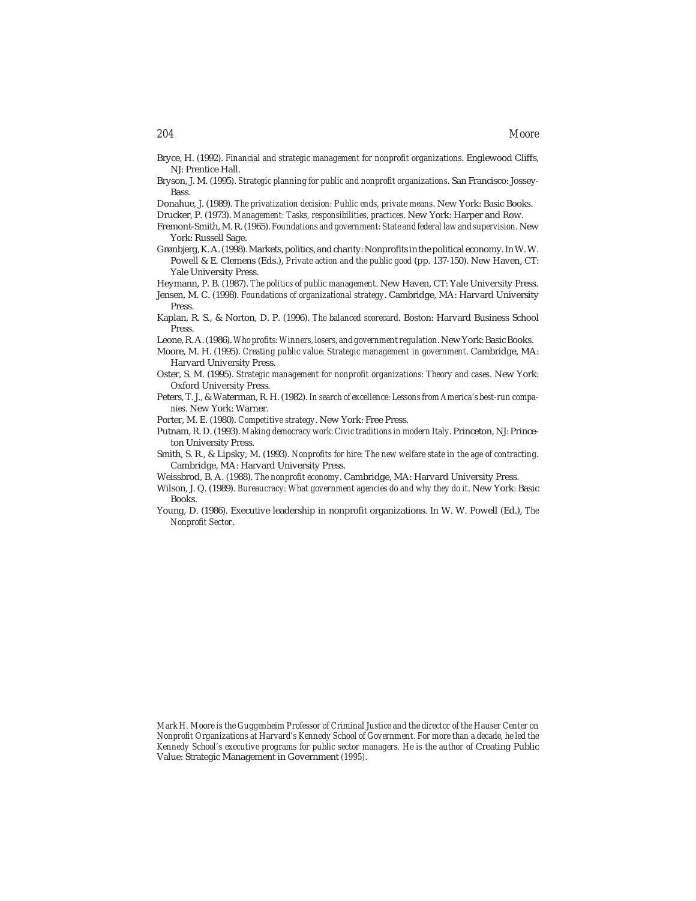Bryce, H. (1992). *Financial and strategic management for nonprofit organizations*. Englewood Cliffs, NJ: Prentice Hall.

Bryson, J. M. (1995). *Strategic planning for public and nonprofit organizations*. San Francisco: Jossey-Bass.

Donahue, J. (1989). *The privatization decision: Public ends, private means*. New York: Basic Books.

Drucker, P. (1973). *Management: Tasks, responsibilities, practices*. New York: Harper and Row.

Fremont-Smith, M. R. (1965). *Foundations and government: State and federal law and supervision*. New York: Russell Sage.

Grønbjerg, K. A. (1998). Markets, politics, and charity: Nonprofits in the political economy. In W. W. Powell & E. Clemens (Eds.), *Private action and the public good* (pp. 137-150). New Haven, CT: Yale University Press.

Heymann, P. B. (1987). *The politics of public management*. New Haven, CT: Yale University Press.

Jensen, M. C. (1998). *Foundations of organizational strategy*. Cambridge, MA: Harvard University Press.

Kaplan, R. S., & Norton, D. P. (1996). *The balanced scorecard*. Boston: Harvard Business School Press.

Leone, R. A. (1986). *Who profits: Winners, losers, and government regulation*. New York: Basic Books.

Moore, M. H. (1995). *Creating public value: Strategic management in government*. Cambridge, MA: Harvard University Press.

Oster, S. M. (1995). *Strategic management for nonprofit organizations: Theory and cases*. New York: Oxford University Press.

Peters, T. J., & Waterman, R. H. (1982). *In search of excellence: Lessons from America's best-run companies*. New York: Warner.

Porter, M. E. (1980). *Competitive strategy*. New York: Free Press.

Putnam, R. D. (1993). *Making democracy work: Civic traditions in modern Italy*. Princeton, NJ: Princeton University Press.

Smith, S. R., & Lipsky, M. (1993). *Nonprofits for hire: The new welfare state in the age of contracting*. Cambridge, MA: Harvard University Press.

Weissbrod, B. A. (1988). *The nonprofit economy*. Cambridge, MA: Harvard University Press.

Wilson, J. Q. (1989). *Bureaucracy: What government agencies do and why they do it*. New York: Basic Books.

Young, D. (1986). Executive leadership in nonprofit organizations. In W. W. Powell (Ed.), *The Nonprofit Sector*.

*Mark H. Moore is the Guggenheim Professor of Criminal Justice and the director of the Hauser Center on Nonprofit Organizations at Harvard's Kennedy School of Government. For more than a decade, he led the Kennedy School's executive programs for public sector managers. He is the author of* Creating Public Value: Strategic Management in Government *(1995).*